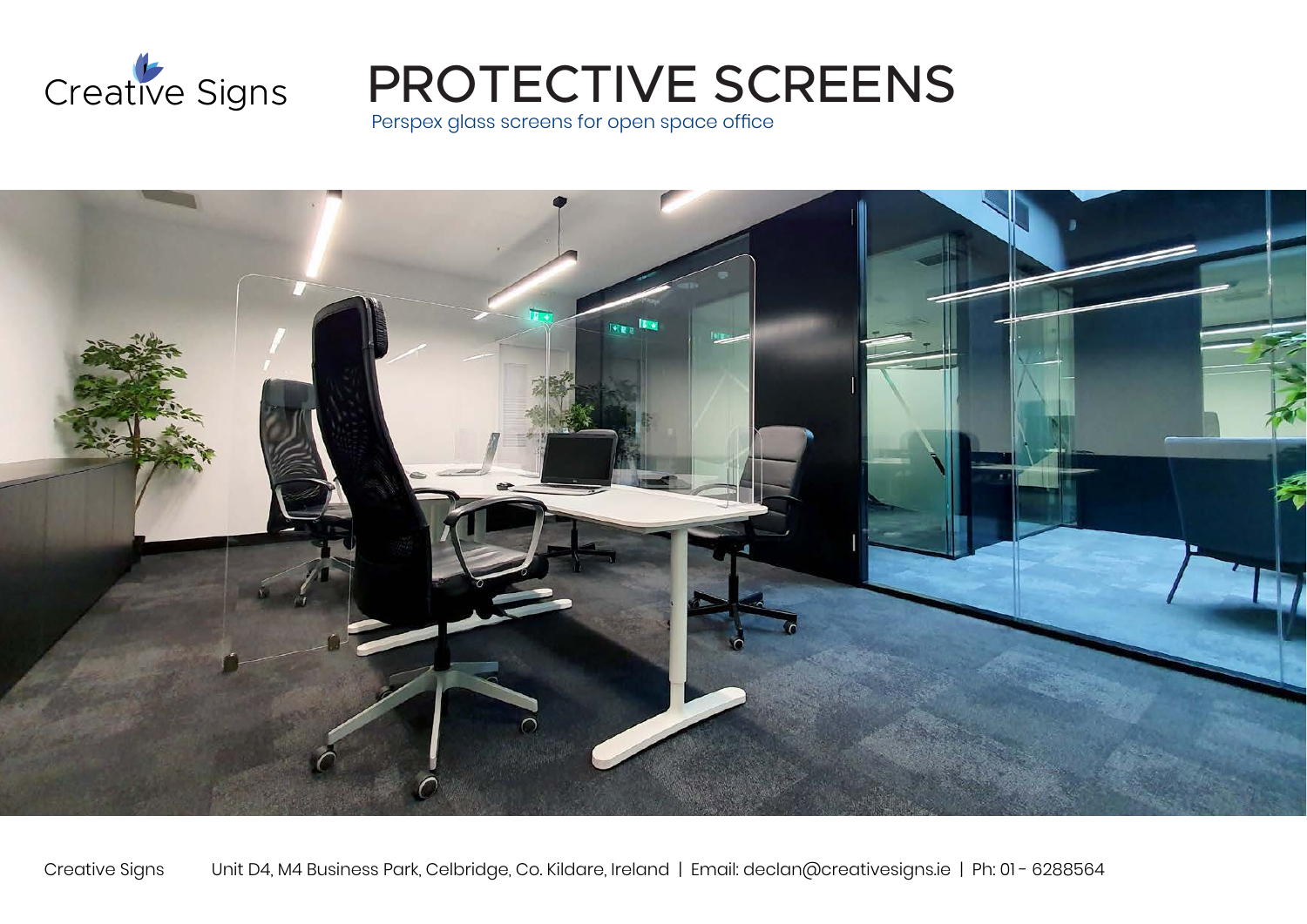Creative Signs

# PROTECTIVE SCREENS

Perspex glass screens for open space office

Creative Signs Unit D4, M4 Business Park, Celbridge, Co. Kildare, Ireland | Email: declan@creativesigns.ie | Ph: 01 - 6288564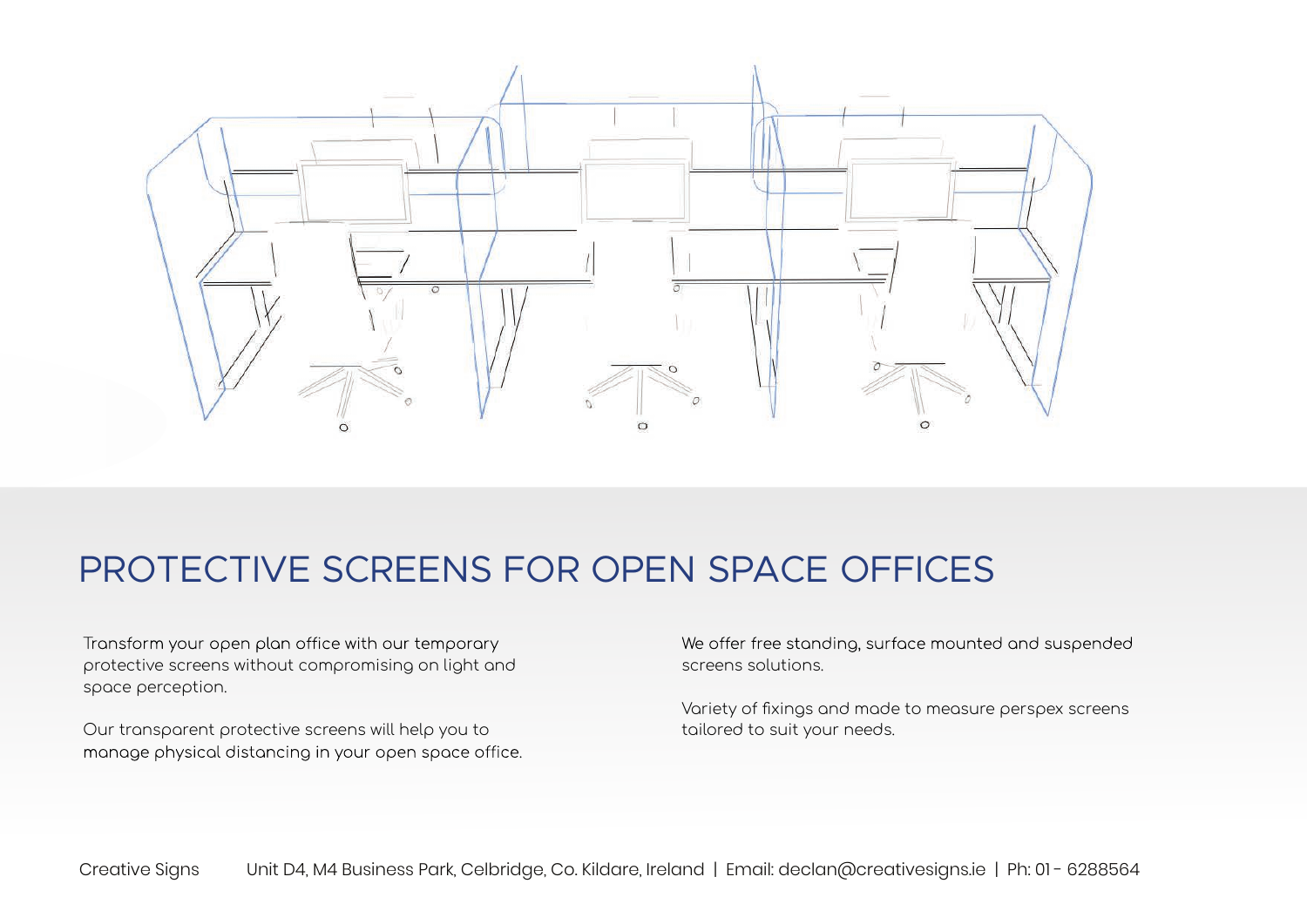# PROTECTIVE SCREENS FOR OPEN SPACE OFFICES

Transform your open plan office with our temporary protective screens without compromising on light and space perception.

Our transparent protective screens will help you to manage physical distancing in your open space office.

We offer free standing, surface mounted and suspended screens solutions.

Variety of fixings and made to measure perspex screens tailored to suit your needs.

Creative Signs Unit D4, M4 Business Park, Celbridge, Co. Kildare, Ireland | Email: declan@creativesigns.ie | Ph: 01 - 6288564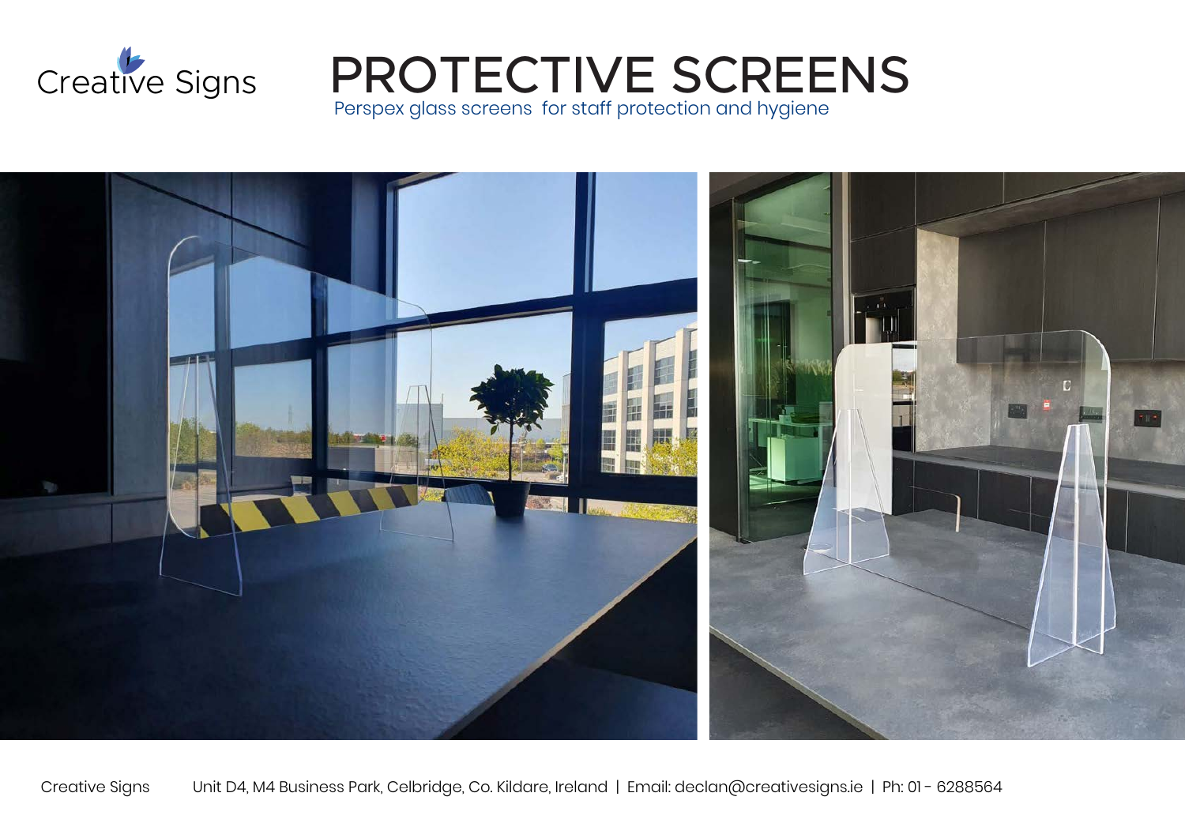Creative Signs

# PROTECTIVE SCREENS

Perspex glass screens  for staff protection and hygiene

Creative Signs    Unit D4, M4 Business Park, Celbridge, Co. Kildare, Ireland | Email: declan@creativesigns.ie | Ph: 01 - 6288564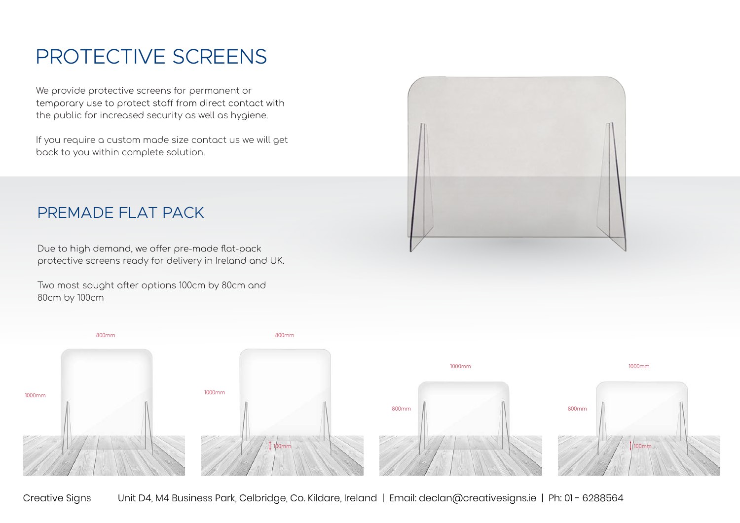# PROTECTIVE SCREENS

We provide protective screens for permanent or temporary use to protect staff from direct contact with the public for increased security as well as hygiene.

If you require a custom made size contact us we will get back to you within complete solution.

## PREMADE FLAT PACK

Due to high demand, we offer pre-made flat-pack protective screens ready for delivery in Ireland and UK.

Two most sought after options 100cm by 80cm and 80cm by 100cm

800mm

1000mm

800mm

1000mm

100mm

1000mm

800mm

1000mm

800mm

100mm

Creative Signs    Unit D4, M4 Business Park, Celbridge, Co. Kildare, Ireland | Email: declan@creativesigns.ie | Ph: 01 - 6288564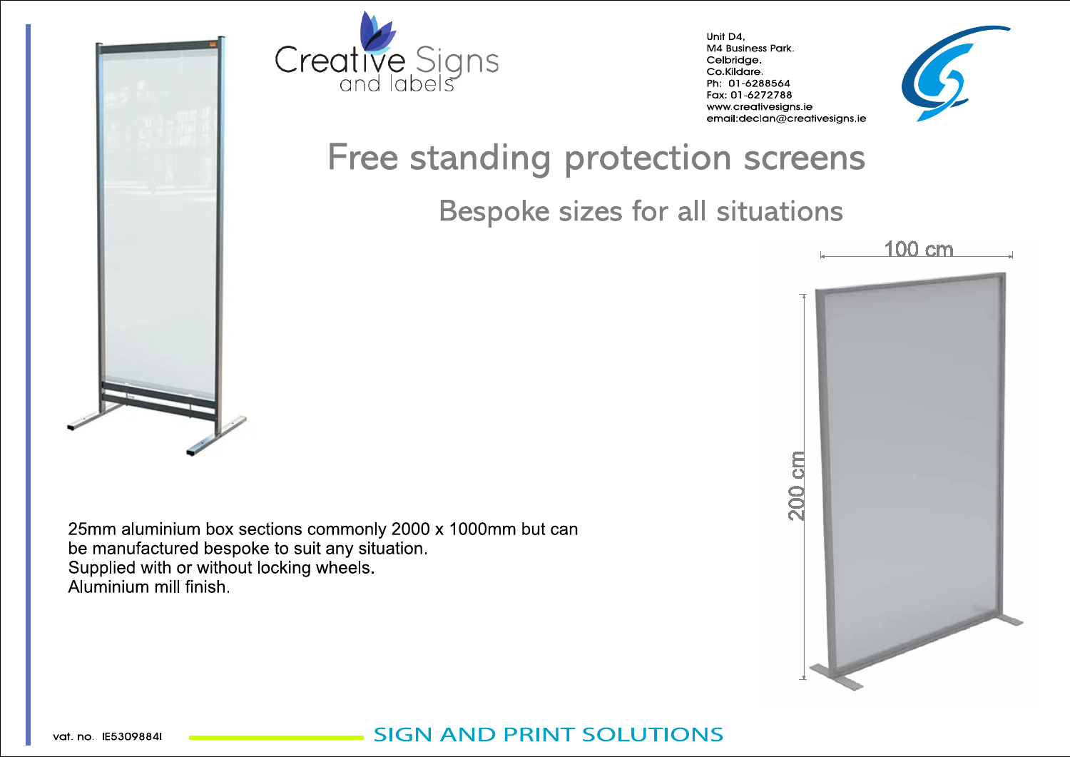Creative Signs
and labels

Unit D4,
M4 Business Park.
Celbridge.
Co.Kildare.
Ph: 01-6288564
Fax: 01-6272788
www.creativesigns.ie
email:declan@creativesigns.ie

# Free standing protection screens

## Bespoke sizes for all situations

100 cm

200 cm

25mm aluminium box sections commonly 2000 x 1000mm but can be manufactured bespoke to suit any situation.
Supplied with or without locking wheels.
Aluminium mill finish.

vat. no. IE5309884I

SIGN AND PRINT SOLUTIONS